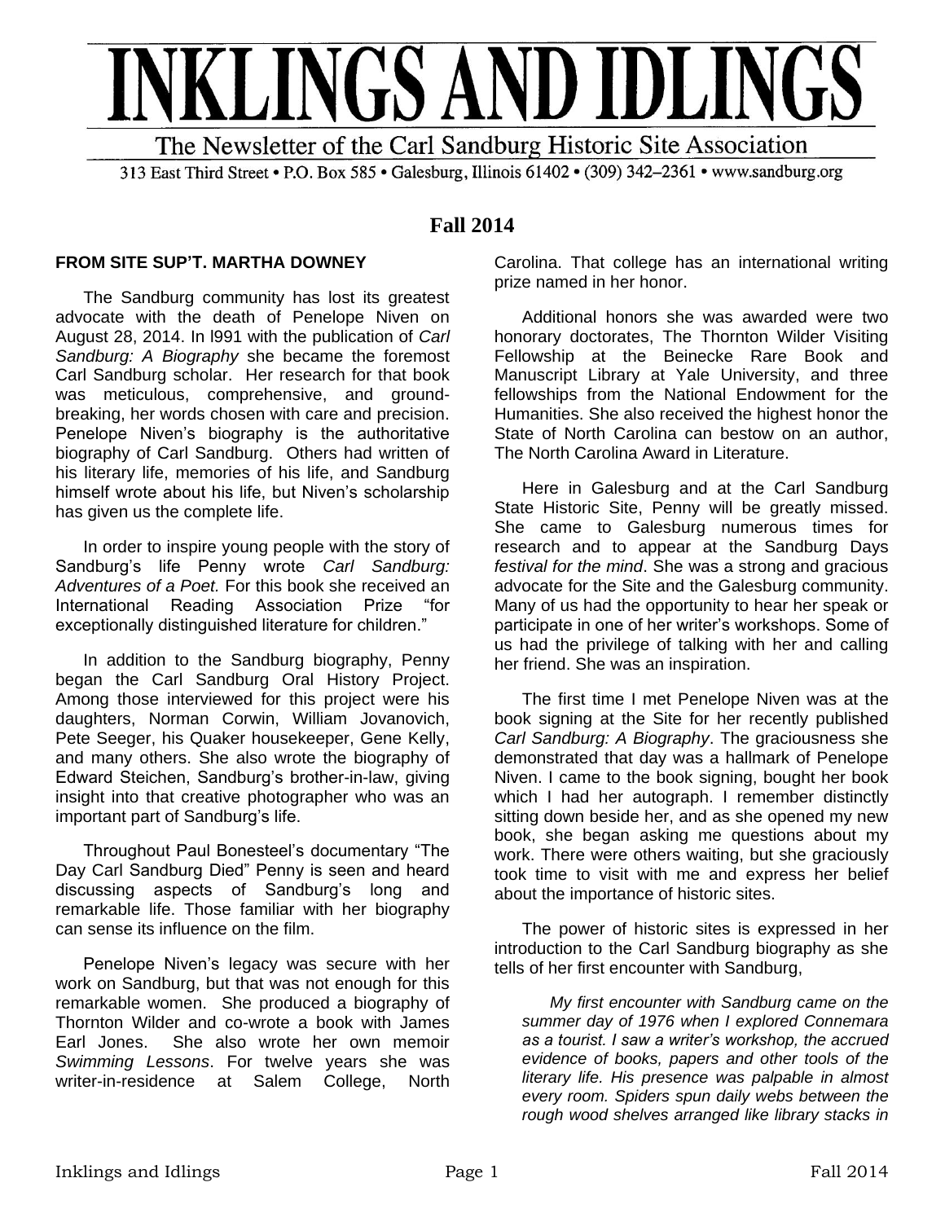# INKLINGS AND IDLINGS

The Newsletter of the Carl Sandburg Historic Site Association

313 East Third Street • P.O. Box 585 • Galesburg, Illinois 61402 • (309) 342–2361 • www.sandburg.org

## Fall 2014

### FROM SITE SUP'T. MARTHA DOWNEY

The Sandburg community has lost its greatest advocate with the death of Penelope Niven on August 28, 2014. In l991 with the publication of *Carl Sandburg: A Biography* she became the foremost Carl Sandburg scholar. Her research for that book was meticulous, comprehensive, and ground-breaking, her words chosen with care and precision. Penelope Niven's biography is the authoritative biography of Carl Sandburg. Others had written of his literary life, memories of his life, and Sandburg himself wrote about his life, but Niven's scholarship has given us the complete life.

In order to inspire young people with the story of Sandburg's life Penny wrote *Carl Sandburg: Adventures of a Poet.* For this book she received an International Reading Association Prize "for exceptionally distinguished literature for children."

In addition to the Sandburg biography, Penny began the Carl Sandburg Oral History Project. Among those interviewed for this project were his daughters, Norman Corwin, William Jovanovich, Pete Seeger, his Quaker housekeeper, Gene Kelly, and many others. She also wrote the biography of Edward Steichen, Sandburg's brother-in-law, giving insight into that creative photographer who was an important part of Sandburg's life.

Throughout Paul Bonesteel's documentary "The Day Carl Sandburg Died" Penny is seen and heard discussing aspects of Sandburg's long and remarkable life. Those familiar with her biography can sense its influence on the film.

Penelope Niven's legacy was secure with her work on Sandburg, but that was not enough for this remarkable women. She produced a biography of Thornton Wilder and co-wrote a book with James Earl Jones. She also wrote her own memoir *Swimming Lessons*. For twelve years she was writer-in-residence at Salem College, North Carolina. That college has an international writing prize named in her honor.

Additional honors she was awarded were two honorary doctorates, The Thornton Wilder Visiting Fellowship at the Beinecke Rare Book and Manuscript Library at Yale University, and three fellowships from the National Endowment for the Humanities. She also received the highest honor the State of North Carolina can bestow on an author, The North Carolina Award in Literature.

Here in Galesburg and at the Carl Sandburg State Historic Site, Penny will be greatly missed. She came to Galesburg numerous times for research and to appear at the Sandburg Days *festival for the mind*. She was a strong and gracious advocate for the Site and the Galesburg community. Many of us had the opportunity to hear her speak or participate in one of her writer's workshops. Some of us had the privilege of talking with her and calling her friend. She was an inspiration.

The first time I met Penelope Niven was at the book signing at the Site for her recently published *Carl Sandburg: A Biography*. The graciousness she demonstrated that day was a hallmark of Penelope Niven. I came to the book signing, bought her book which I had her autograph. I remember distinctly sitting down beside her, and as she opened my new book, she began asking me questions about my work. There were others waiting, but she graciously took time to visit with me and express her belief about the importance of historic sites.

The power of historic sites is expressed in her introduction to the Carl Sandburg biography as she tells of her first encounter with Sandburg,

> *My first encounter with Sandburg came on the summer day of 1976 when I explored Connemara as a tourist. I saw a writer's workshop, the accrued evidence of books, papers and other tools of the literary life. His presence was palpable in almost every room. Spiders spun daily webs between the rough wood shelves arranged like library stacks in*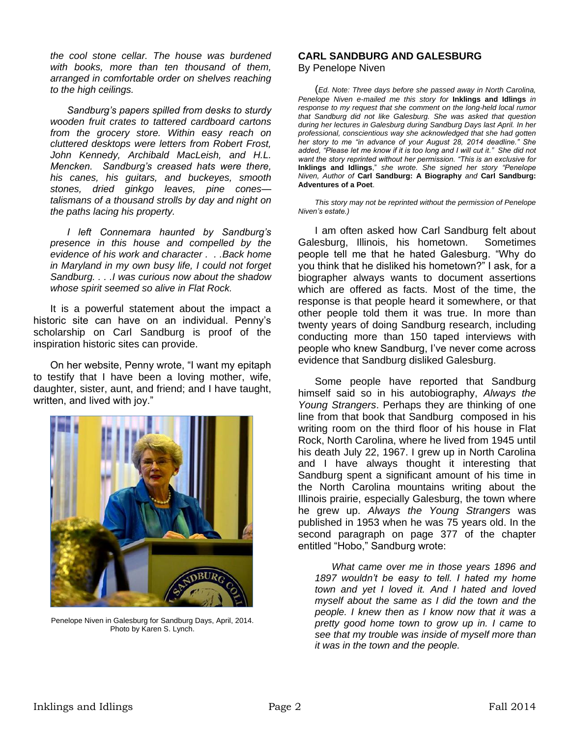*the cool stone cellar. The house was burdened with books, more than ten thousand of them, arranged in comfortable order on shelves reaching to the high ceilings.*

*Sandburg's papers spilled from desks to sturdy wooden fruit crates to tattered cardboard cartons from the grocery store. Within easy reach on cluttered desktops were letters from Robert Frost, John Kennedy, Archibald MacLeish, and H.L. Mencken. Sandburg's creased hats were there, his canes, his guitars, and buckeyes, smooth stones, dried ginkgo leaves, pine cones—talismans of a thousand strolls by day and night on the paths lacing his property.*

*I left Connemara haunted by Sandburg's presence in this house and compelled by the evidence of his work and character . . .Back home in Maryland in my own busy life, I could not forget Sandburg. . . .I was curious now about the shadow whose spirit seemed so alive in Flat Rock.*

It is a powerful statement about the impact a historic site can have on an individual. Penny's scholarship on Carl Sandburg is proof of the inspiration historic sites can provide.

On her website, Penny wrote, "I want my epitaph to testify that I have been a loving mother, wife, daughter, sister, aunt, and friend; and I have taught, written, and lived with joy."

Penelope Niven in Galesburg for Sandburg Days, April, 2014. Photo by Karen S. Lynch.

## CARL SANDBURG AND GALESBURG

By Penelope Niven

(*Ed. Note: Three days before she passed away in North Carolina, Penelope Niven e-mailed me this story for* **Inklings and Idlings** *in response to my request that she comment on the long-held local rumor that Sandburg did not like Galesburg. She was asked that question during her lectures in Galesburg during Sandburg Days last April. In her professional, conscientious way she acknowledged that she had gotten her story to me "in advance of your August 28, 2014 deadline." She added, "Please let me know if it is too long and I will cut it." She did not want the story reprinted without her permission. "This is an exclusive for* **Inklings and Idlings**," *she wrote. She signed her story "Penelope Niven, Author of* **Carl Sandburg: A Biography** *and* **Carl Sandburg: Adventures of a Poet**.

*This story may not be reprinted without the permission of Penelope Niven's estate.)*

I am often asked how Carl Sandburg felt about Galesburg, Illinois, his hometown. Sometimes people tell me that he hated Galesburg. "Why do you think that he disliked his hometown?" I ask, for a biographer always wants to document assertions which are offered as facts. Most of the time, the response is that people heard it somewhere, or that other people told them it was true. In more than twenty years of doing Sandburg research, including conducting more than 150 taped interviews with people who knew Sandburg, I've never come across evidence that Sandburg disliked Galesburg.

Some people have reported that Sandburg himself said so in his autobiography, *Always the Young Strangers*. Perhaps they are thinking of one line from that book that Sandburg composed in his writing room on the third floor of his house in Flat Rock, North Carolina, where he lived from 1945 until his death July 22, 1967. I grew up in North Carolina and I have always thought it interesting that Sandburg spent a significant amount of his time in the North Carolina mountains writing about the Illinois prairie, especially Galesburg, the town where he grew up. *Always the Young Strangers* was published in 1953 when he was 75 years old. In the second paragraph on page 377 of the chapter entitled "Hobo," Sandburg wrote:

> *What came over me in those years 1896 and 1897 wouldn't be easy to tell. I hated my home town and yet I loved it. And I hated and loved myself about the same as I did the town and the people. I knew then as I know now that it was a pretty good home town to grow up in. I came to see that my trouble was inside of myself more than it was in the town and the people.*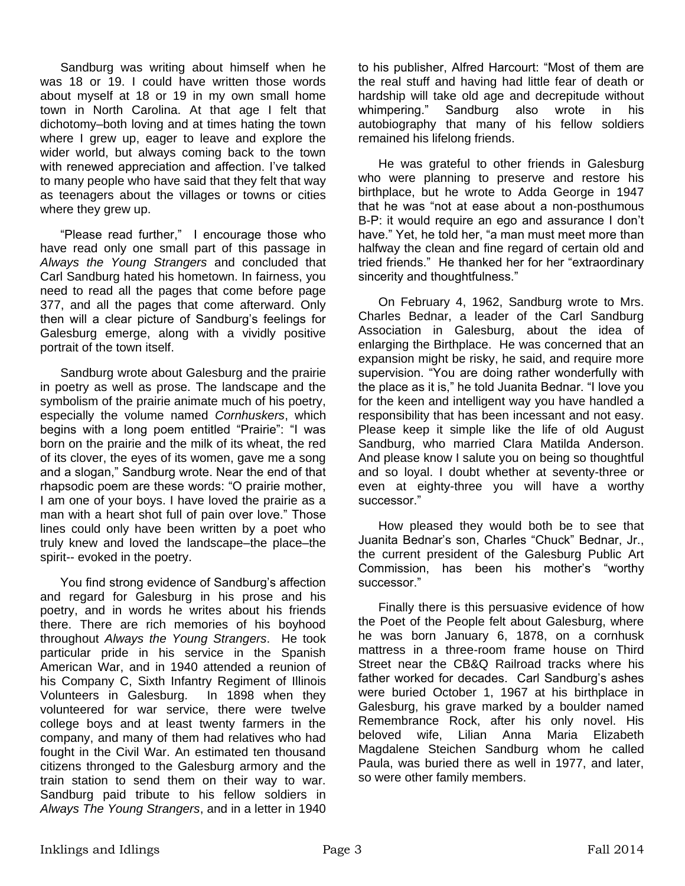Sandburg was writing about himself when he was 18 or 19. I could have written those words about myself at 18 or 19 in my own small home town in North Carolina. At that age I felt that dichotomy–both loving and at times hating the town where I grew up, eager to leave and explore the wider world, but always coming back to the town with renewed appreciation and affection. I've talked to many people who have said that they felt that way as teenagers about the villages or towns or cities where they grew up.

"Please read further," I encourage those who have read only one small part of this passage in *Always the Young Strangers* and concluded that Carl Sandburg hated his hometown. In fairness, you need to read all the pages that come before page 377, and all the pages that come afterward. Only then will a clear picture of Sandburg's feelings for Galesburg emerge, along with a vividly positive portrait of the town itself.

Sandburg wrote about Galesburg and the prairie in poetry as well as prose. The landscape and the symbolism of the prairie animate much of his poetry, especially the volume named *Cornhuskers*, which begins with a long poem entitled "Prairie": "I was born on the prairie and the milk of its wheat, the red of its clover, the eyes of its women, gave me a song and a slogan," Sandburg wrote. Near the end of that rhapsodic poem are these words: "O prairie mother, I am one of your boys. I have loved the prairie as a man with a heart shot full of pain over love." Those lines could only have been written by a poet who truly knew and loved the landscape–the place–the spirit-- evoked in the poetry.

You find strong evidence of Sandburg's affection and regard for Galesburg in his prose and his poetry, and in words he writes about his friends there. There are rich memories of his boyhood throughout *Always the Young Strangers*. He took particular pride in his service in the Spanish American War, and in 1940 attended a reunion of his Company C, Sixth Infantry Regiment of Illinois Volunteers in Galesburg. In 1898 when they volunteered for war service, there were twelve college boys and at least twenty farmers in the company, and many of them had relatives who had fought in the Civil War. An estimated ten thousand citizens thronged to the Galesburg armory and the train station to send them on their way to war. Sandburg paid tribute to his fellow soldiers in *Always The Young Strangers*, and in a letter in 1940 to his publisher, Alfred Harcourt: "Most of them are the real stuff and having had little fear of death or hardship will take old age and decrepitude without whimpering." Sandburg also wrote in his autobiography that many of his fellow soldiers remained his lifelong friends.

He was grateful to other friends in Galesburg who were planning to preserve and restore his birthplace, but he wrote to Adda George in 1947 that he was "not at ease about a non-posthumous B-P: it would require an ego and assurance I don't have." Yet, he told her, "a man must meet more than halfway the clean and fine regard of certain old and tried friends." He thanked her for her "extraordinary sincerity and thoughtfulness."

On February 4, 1962, Sandburg wrote to Mrs. Charles Bednar, a leader of the Carl Sandburg Association in Galesburg, about the idea of enlarging the Birthplace. He was concerned that an expansion might be risky, he said, and require more supervision. "You are doing rather wonderfully with the place as it is," he told Juanita Bednar. "I love you for the keen and intelligent way you have handled a responsibility that has been incessant and not easy. Please keep it simple like the life of old August Sandburg, who married Clara Matilda Anderson. And please know I salute you on being so thoughtful and so loyal. I doubt whether at seventy-three or even at eighty-three you will have a worthy successor."

How pleased they would both be to see that Juanita Bednar's son, Charles "Chuck" Bednar, Jr., the current president of the Galesburg Public Art Commission, has been his mother's "worthy successor."

Finally there is this persuasive evidence of how the Poet of the People felt about Galesburg, where he was born January 6, 1878, on a cornhusk mattress in a three-room frame house on Third Street near the CB&Q Railroad tracks where his father worked for decades. Carl Sandburg's ashes were buried October 1, 1967 at his birthplace in Galesburg, his grave marked by a boulder named Remembrance Rock, after his only novel. His beloved wife, Lilian Anna Maria Elizabeth Magdalene Steichen Sandburg whom he called Paula, was buried there as well in 1977, and later, so were other family members.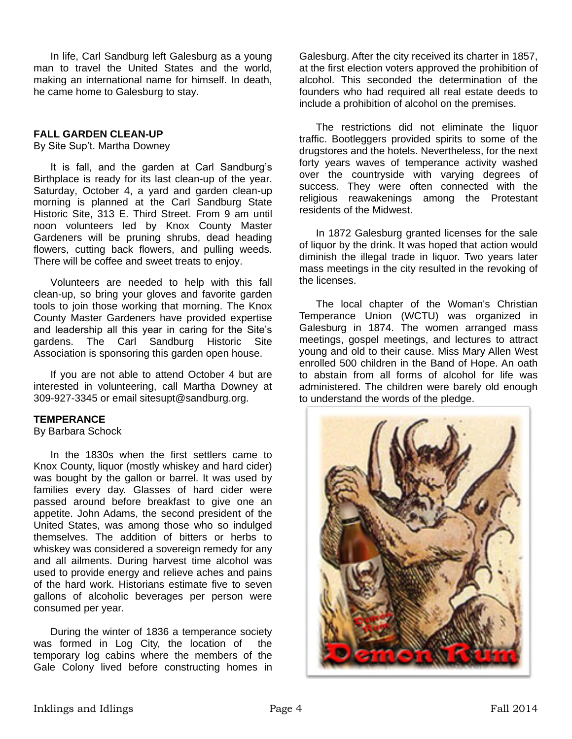In life, Carl Sandburg left Galesburg as a young man to travel the United States and the world, making an international name for himself. In death, he came home to Galesburg to stay.

**FALL GARDEN CLEAN-UP**

By Site Sup't. Martha Downey

It is fall, and the garden at Carl Sandburg's Birthplace is ready for its last clean-up of the year. Saturday, October 4, a yard and garden clean-up morning is planned at the Carl Sandburg State Historic Site, 313 E. Third Street. From 9 am until noon volunteers led by Knox County Master Gardeners will be pruning shrubs, dead heading flowers, cutting back flowers, and pulling weeds. There will be coffee and sweet treats to enjoy.

Volunteers are needed to help with this fall clean-up, so bring your gloves and favorite garden tools to join those working that morning. The Knox County Master Gardeners have provided expertise and leadership all this year in caring for the Site's gardens. The Carl Sandburg Historic Site Association is sponsoring this garden open house.

If you are not able to attend October 4 but are interested in volunteering, call Martha Downey at 309-927-3345 or email sitesupt@sandburg.org.

**TEMPERANCE**

By Barbara Schock

In the 1830s when the first settlers came to Knox County, liquor (mostly whiskey and hard cider) was bought by the gallon or barrel. It was used by families every day. Glasses of hard cider were passed around before breakfast to give one an appetite. John Adams, the second president of the United States, was among those who so indulged themselves. The addition of bitters or herbs to whiskey was considered a sovereign remedy for any and all ailments. During harvest time alcohol was used to provide energy and relieve aches and pains of the hard work. Historians estimate five to seven gallons of alcoholic beverages per person were consumed per year.

During the winter of 1836 a temperance society was formed in Log City, the location of the temporary log cabins where the members of the Gale Colony lived before constructing homes in Galesburg. After the city received its charter in 1857, at the first election voters approved the prohibition of alcohol. This seconded the determination of the founders who had required all real estate deeds to include a prohibition of alcohol on the premises.

The restrictions did not eliminate the liquor traffic. Bootleggers provided spirits to some of the drugstores and the hotels. Nevertheless, for the next forty years waves of temperance activity washed over the countryside with varying degrees of success. They were often connected with the religious reawakenings among the Protestant residents of the Midwest.

In 1872 Galesburg granted licenses for the sale of liquor by the drink. It was hoped that action would diminish the illegal trade in liquor. Two years later mass meetings in the city resulted in the revoking of the licenses.

The local chapter of the Woman's Christian Temperance Union (WCTU) was organized in Galesburg in 1874. The women arranged mass meetings, gospel meetings, and lectures to attract young and old to their cause. Miss Mary Allen West enrolled 500 children in the Band of Hope. An oath to abstain from all forms of alcohol for life was administered. The children were barely old enough to understand the words of the pledge.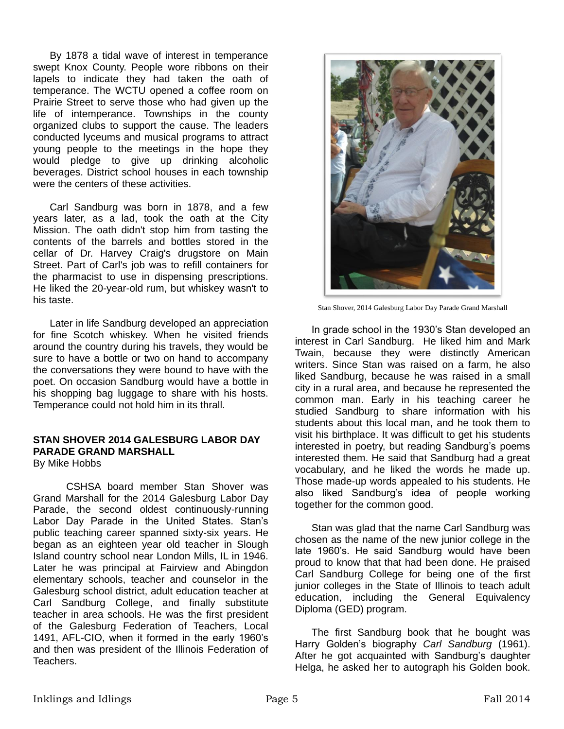By 1878 a tidal wave of interest in temperance swept Knox County. People wore ribbons on their lapels to indicate they had taken the oath of temperance. The WCTU opened a coffee room on Prairie Street to serve those who had given up the life of intemperance. Townships in the county organized clubs to support the cause. The leaders conducted lyceums and musical programs to attract young people to the meetings in the hope they would pledge to give up drinking alcoholic beverages. District school houses in each township were the centers of these activities.

Carl Sandburg was born in 1878, and a few years later, as a lad, took the oath at the City Mission. The oath didn't stop him from tasting the contents of the barrels and bottles stored in the cellar of Dr. Harvey Craig's drugstore on Main Street. Part of Carl's job was to refill containers for the pharmacist to use in dispensing prescriptions. He liked the 20-year-old rum, but whiskey wasn't to his taste.

Later in life Sandburg developed an appreciation for fine Scotch whiskey. When he visited friends around the country during his travels, they would be sure to have a bottle or two on hand to accompany the conversations they were bound to have with the poet. On occasion Sandburg would have a bottle in his shopping bag luggage to share with his hosts. Temperance could not hold him in its thrall.

**STAN SHOVER 2014 GALESBURG LABOR DAY PARADE GRAND MARSHALL**

By Mike Hobbs

CSHSA board member Stan Shover was Grand Marshall for the 2014 Galesburg Labor Day Parade, the second oldest continuously-running Labor Day Parade in the United States. Stan's public teaching career spanned sixty-six years. He began as an eighteen year old teacher in Slough Island country school near London Mills, IL in 1946. Later he was principal at Fairview and Abingdon elementary schools, teacher and counselor in the Galesburg school district, adult education teacher at Carl Sandburg College, and finally substitute teacher in area schools. He was the first president of the Galesburg Federation of Teachers, Local 1491, AFL-CIO, when it formed in the early 1960's and then was president of the Illinois Federation of Teachers.

Stan Shover, 2014 Galesburg Labor Day Parade Grand Marshall

In grade school in the 1930's Stan developed an interest in Carl Sandburg. He liked him and Mark Twain, because they were distinctly American writers. Since Stan was raised on a farm, he also liked Sandburg, because he was raised in a small city in a rural area, and because he represented the common man. Early in his teaching career he studied Sandburg to share information with his students about this local man, and he took them to visit his birthplace. It was difficult to get his students interested in poetry, but reading Sandburg's poems interested them. He said that Sandburg had a great vocabulary, and he liked the words he made up. Those made-up words appealed to his students. He also liked Sandburg's idea of people working together for the common good.

Stan was glad that the name Carl Sandburg was chosen as the name of the new junior college in the late 1960's. He said Sandburg would have been proud to know that that had been done. He praised Carl Sandburg College for being one of the first junior colleges in the State of Illinois to teach adult education, including the General Equivalency Diploma (GED) program.

The first Sandburg book that he bought was Harry Golden's biography *Carl Sandburg* (1961). After he got acquainted with Sandburg's daughter Helga, he asked her to autograph his Golden book.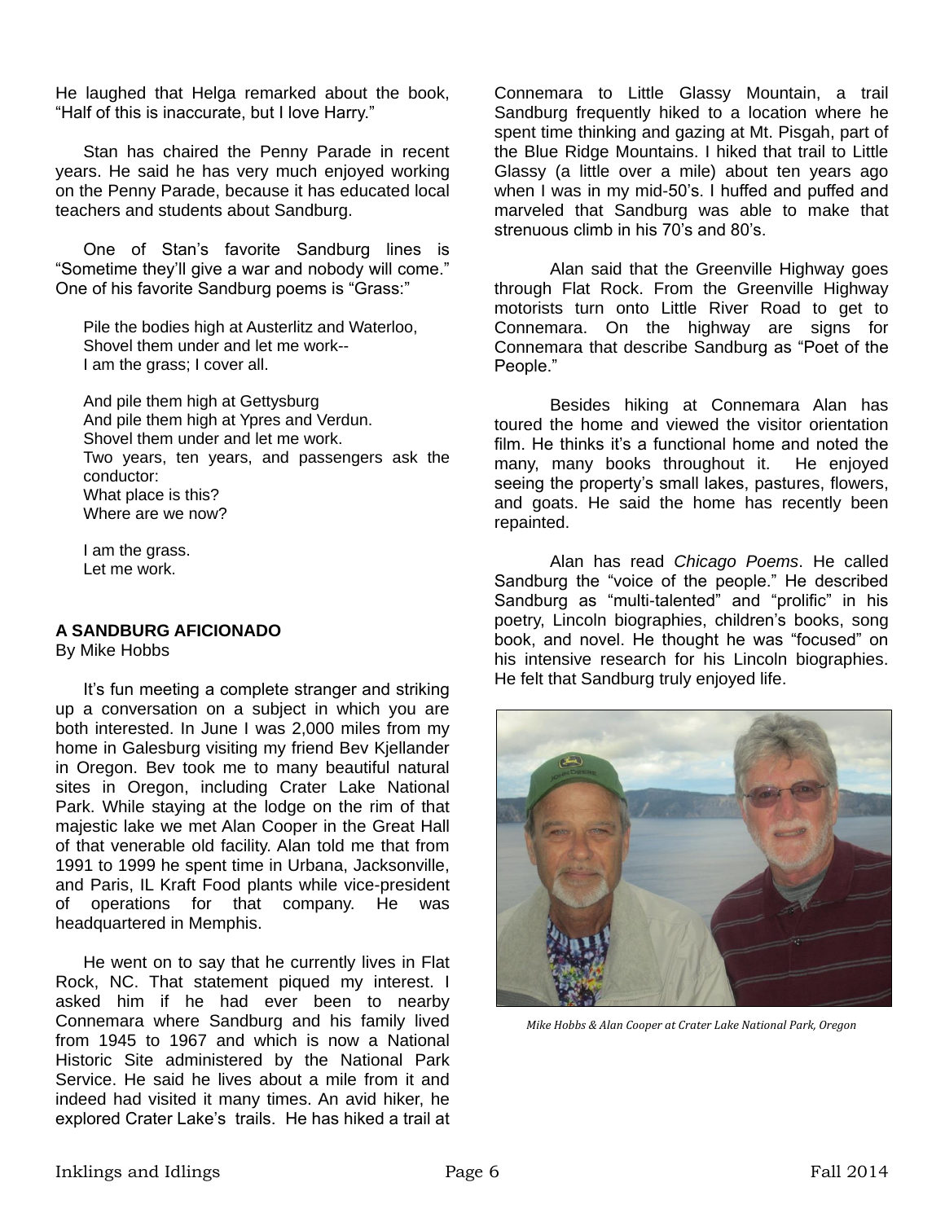He laughed that Helga remarked about the book, "Half of this is inaccurate, but I love Harry."

Stan has chaired the Penny Parade in recent years. He said he has very much enjoyed working on the Penny Parade, because it has educated local teachers and students about Sandburg.

One of Stan's favorite Sandburg lines is "Sometime they'll give a war and nobody will come." One of his favorite Sandburg poems is "Grass:"

> Pile the bodies high at Austerlitz and Waterloo,
> Shovel them under and let me work--
> I am the grass; I cover all.
>
> And pile them high at Gettysburg
> And pile them high at Ypres and Verdun.
> Shovel them under and let me work.
> Two years, ten years, and passengers ask the conductor:
> What place is this?
> Where are we now?
>
> I am the grass.
> Let me work.

**A SANDBURG AFICIONADO**
By Mike Hobbs

It's fun meeting a complete stranger and striking up a conversation on a subject in which you are both interested. In June I was 2,000 miles from my home in Galesburg visiting my friend Bev Kjellander in Oregon. Bev took me to many beautiful natural sites in Oregon, including Crater Lake National Park. While staying at the lodge on the rim of that majestic lake we met Alan Cooper in the Great Hall of that venerable old facility. Alan told me that from 1991 to 1999 he spent time in Urbana, Jacksonville, and Paris, IL Kraft Food plants while vice-president of operations for that company. He was headquartered in Memphis.

He went on to say that he currently lives in Flat Rock, NC. That statement piqued my interest. I asked him if he had ever been to nearby Connemara where Sandburg and his family lived from 1945 to 1967 and which is now a National Historic Site administered by the National Park Service. He said he lives about a mile from it and indeed had visited it many times. An avid hiker, he explored Crater Lake's trails. He has hiked a trail at Connemara to Little Glassy Mountain, a trail Sandburg frequently hiked to a location where he spent time thinking and gazing at Mt. Pisgah, part of the Blue Ridge Mountains. I hiked that trail to Little Glassy (a little over a mile) about ten years ago when I was in my mid-50's. I huffed and puffed and marveled that Sandburg was able to make that strenuous climb in his 70's and 80's.

Alan said that the Greenville Highway goes through Flat Rock. From the Greenville Highway motorists turn onto Little River Road to get to Connemara. On the highway are signs for Connemara that describe Sandburg as "Poet of the People."

Besides hiking at Connemara Alan has toured the home and viewed the visitor orientation film. He thinks it's a functional home and noted the many, many books throughout it. He enjoyed seeing the property's small lakes, pastures, flowers, and goats. He said the home has recently been repainted.

Alan has read *Chicago Poems*. He called Sandburg the "voice of the people." He described Sandburg as "multi-talented" and "prolific" in his poetry, Lincoln biographies, children's books, song book, and novel. He thought he was "focused" on his intensive research for his Lincoln biographies. He felt that Sandburg truly enjoyed life.

*Mike Hobbs & Alan Cooper at Crater Lake National Park, Oregon*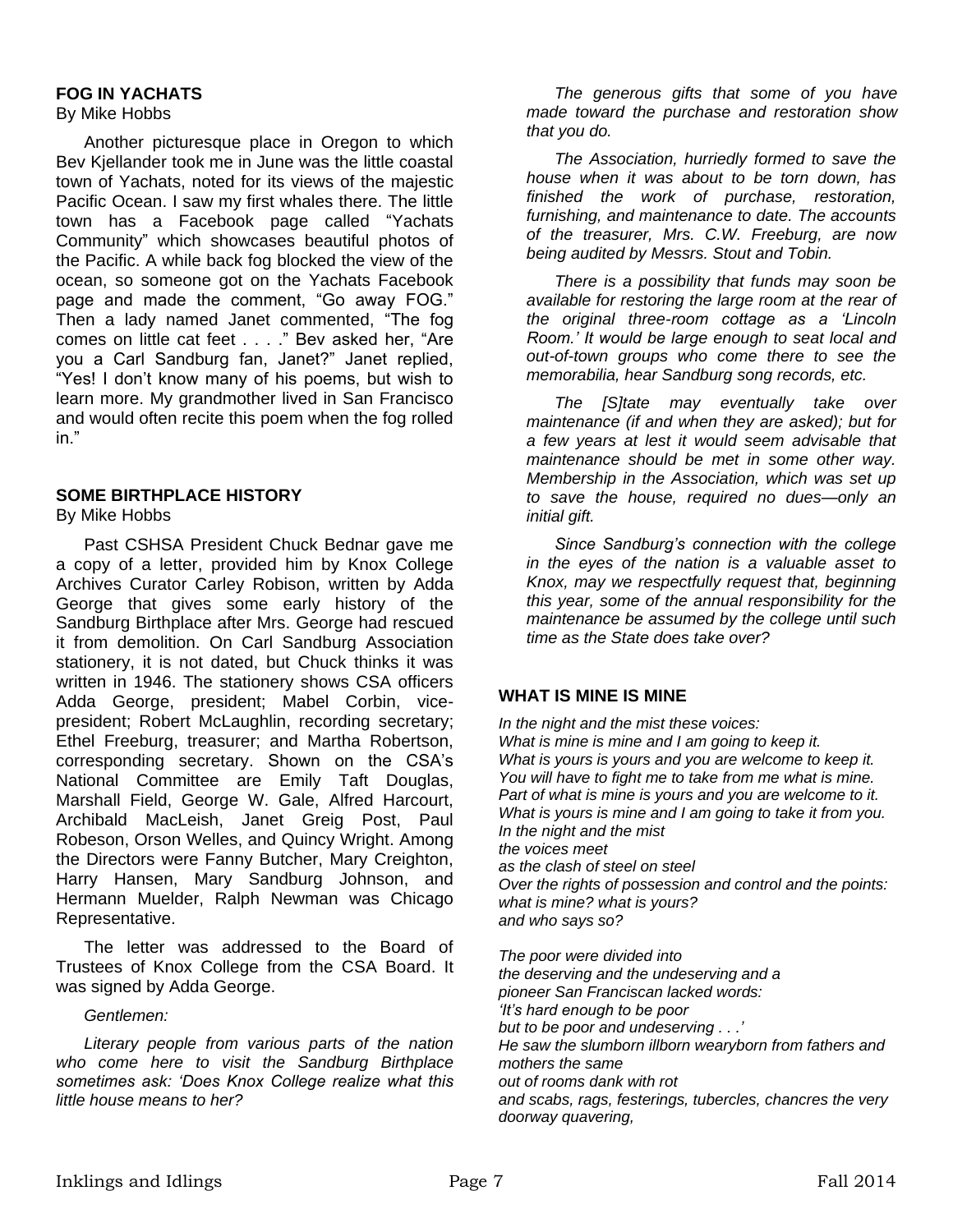## FOG IN YACHATS

By Mike Hobbs

Another picturesque place in Oregon to which Bev Kjellander took me in June was the little coastal town of Yachats, noted for its views of the majestic Pacific Ocean. I saw my first whales there. The little town has a Facebook page called "Yachats Community" which showcases beautiful photos of the Pacific. A while back fog blocked the view of the ocean, so someone got on the Yachats Facebook page and made the comment, "Go away FOG." Then a lady named Janet commented, "The fog comes on little cat feet . . . ." Bev asked her, "Are you a Carl Sandburg fan, Janet?" Janet replied, "Yes! I don't know many of his poems, but wish to learn more. My grandmother lived in San Francisco and would often recite this poem when the fog rolled in."

## SOME BIRTHPLACE HISTORY

By Mike Hobbs

Past CSHSA President Chuck Bednar gave me a copy of a letter, provided him by Knox College Archives Curator Carley Robison, written by Adda George that gives some early history of the Sandburg Birthplace after Mrs. George had rescued it from demolition. On Carl Sandburg Association stationery, it is not dated, but Chuck thinks it was written in 1946. The stationery shows CSA officers Adda George, president; Mabel Corbin, vice-president; Robert McLaughlin, recording secretary; Ethel Freeburg, treasurer; and Martha Robertson, corresponding secretary. Shown on the CSA's National Committee are Emily Taft Douglas, Marshall Field, George W. Gale, Alfred Harcourt, Archibald MacLeish, Janet Greig Post, Paul Robeson, Orson Welles, and Quincy Wright. Among the Directors were Fanny Butcher, Mary Creighton, Harry Hansen, Mary Sandburg Johnson, and Hermann Muelder, Ralph Newman was Chicago Representative.

The letter was addressed to the Board of Trustees of Knox College from the CSA Board. It was signed by Adda George.

*Gentlemen:*

*Literary people from various parts of the nation who come here to visit the Sandburg Birthplace sometimes ask: 'Does Knox College realize what this little house means to her?*

*The generous gifts that some of you have made toward the purchase and restoration show that you do.*

*The Association, hurriedly formed to save the house when it was about to be torn down, has finished the work of purchase, restoration, furnishing, and maintenance to date. The accounts of the treasurer, Mrs. C.W. Freeburg, are now being audited by Messrs. Stout and Tobin.*

*There is a possibility that funds may soon be available for restoring the large room at the rear of the original three-room cottage as a 'Lincoln Room.' It would be large enough to seat local and out-of-town groups who come there to see the memorabilia, hear Sandburg song records, etc.*

*The [S]tate may eventually take over maintenance (if and when they are asked); but for a few years at lest it would seem advisable that maintenance should be met in some other way. Membership in the Association, which was set up to save the house, required no dues—only an initial gift.*

*Since Sandburg's connection with the college in the eyes of the nation is a valuable asset to Knox, may we respectfully request that, beginning this year, some of the annual responsibility for the maintenance be assumed by the college until such time as the State does take over?*

## WHAT IS MINE IS MINE

*In the night and the mist these voices:*
*What is mine is mine and I am going to keep it.*
*What is yours is yours and you are welcome to keep it.*
*You will have to fight me to take from me what is mine.*
*Part of what is mine is yours and you are welcome to it.*
*What is yours is mine and I am going to take it from you.*
*In the night and the mist*
*the voices meet*
*as the clash of steel on steel*
*Over the rights of possession and control and the points:*
*what is mine? what is yours?*
*and who says so?*

*The poor were divided into*
*the deserving and the undeserving and a*
*pioneer San Franciscan lacked words:*
*'It's hard enough to be poor*
*but to be poor and undeserving . . .'*
*He saw the slumborn illborn wearyborn from fathers and mothers the same*
*out of rooms dank with rot*
*and scabs, rags, festerings, tubercles, chancres the very doorway quavering,*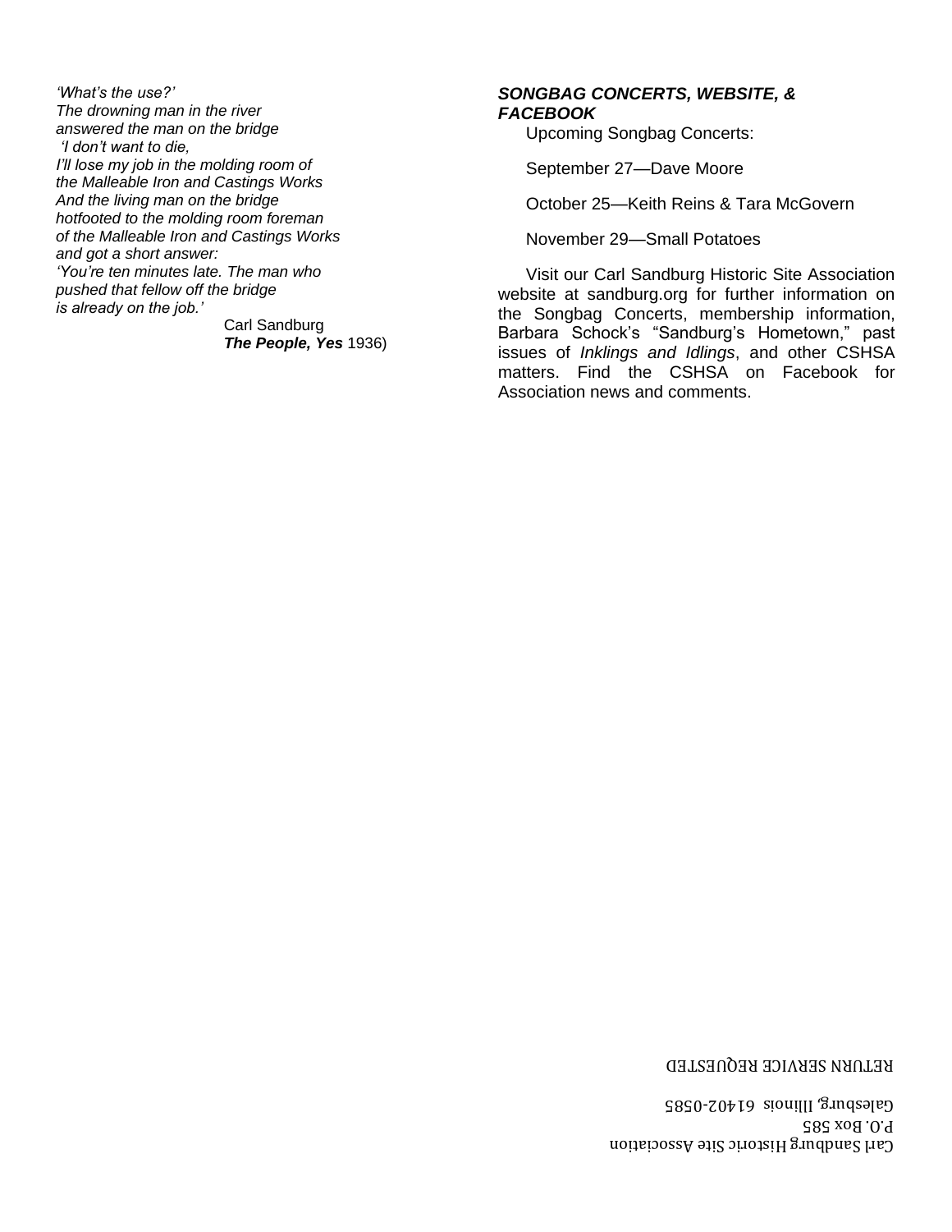*'What's the use?'*
*The drowning man in the river*
*answered the man on the bridge*
*'I don't want to die,*
*I'll lose my job in the molding room of*
*the Malleable Iron and Castings Works*
*And the living man on the bridge*
*hotfooted to the molding room foreman*
*of the Malleable Iron and Castings Works*
*and got a short answer:*
*'You're ten minutes late. The man who*
*pushed that fellow off the bridge*
*is already on the job.'*

Carl Sandburg
***The People, Yes*** 1936)

## ***SONGBAG CONCERTS, WEBSITE, & FACEBOOK***

Upcoming Songbag Concerts:

September 27—Dave Moore

October 25—Keith Reins & Tara McGovern

November 29—Small Potatoes

Visit our Carl Sandburg Historic Site Association website at sandburg.org for further information on the Songbag Concerts, membership information, Barbara Schock's "Sandburg's Hometown," past issues of *Inklings and Idlings*, and other CSHSA matters. Find the CSHSA on Facebook for Association news and comments.

RETURN SERVICE REQUESTED

Carl Sandburg Historic Site Association
P.O. Box 585
Galesburg, Illinois 61402-0585